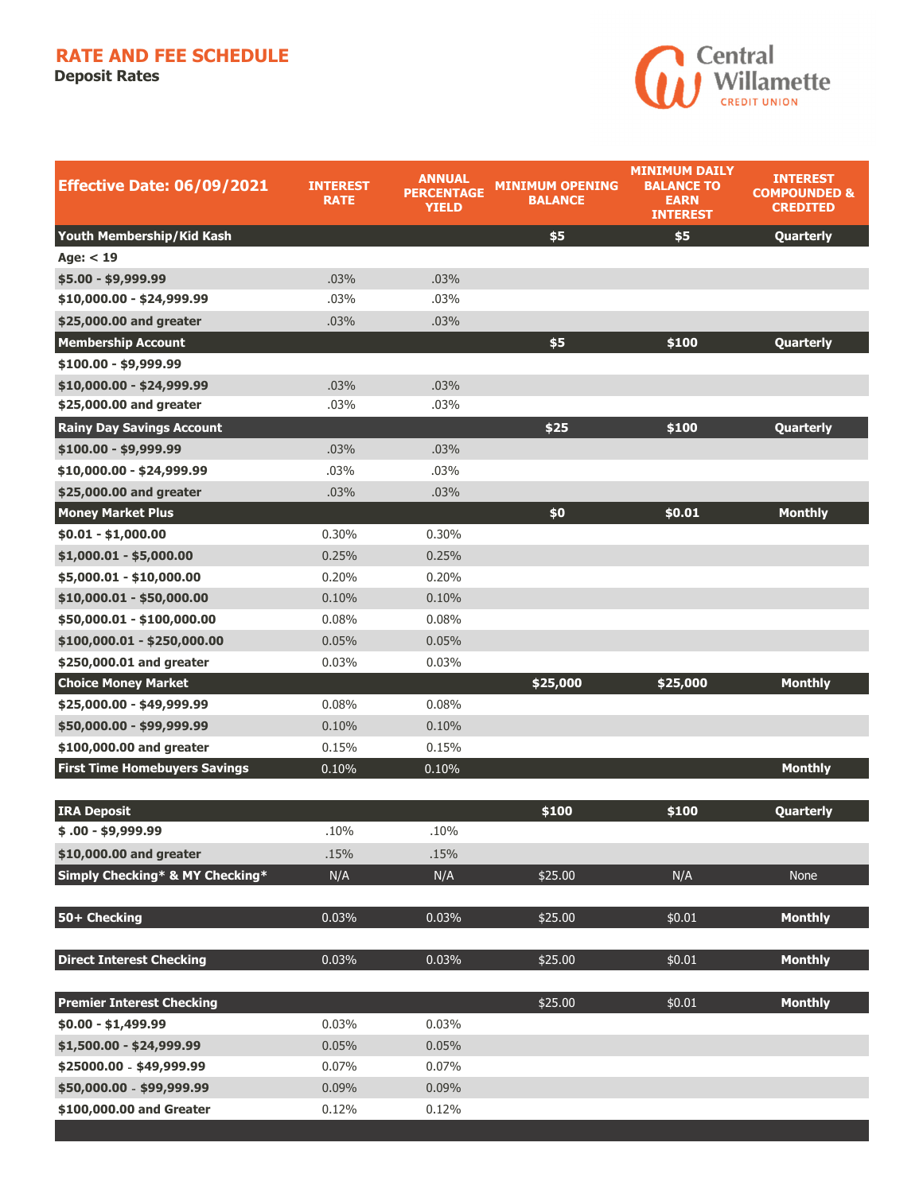# RATE AND FEE SCHEDULE

## Deposit Rates

Central Willamette CREDIT UNION

| Effective Date: 06/09/2021 | INTEREST RATE | ANNUAL PERCENTAGE YIELD | MINIMUM OPENING BALANCE | MINIMUM DAILY BALANCE TO EARN INTEREST | INTEREST COMPOUNDED & CREDITED |
|---|---|---|---|---|---|
| **Youth Membership/Kid Kash** | | | $5 | $5 | Quarterly |
| **Age: < 19** | | | | | |
| **$5.00 - $9,999.99** | .03% | .03% | | | |
| **$10,000.00 - $24,999.99** | .03% | .03% | | | |
| **$25,000.00 and greater** | .03% | .03% | | | |
| **Membership Account** | | | $5 | $100 | Quarterly |
| **$100.00 - $9,999.99** | | | | | |
| **$10,000.00 - $24,999.99** | .03% | .03% | | | |
| **$25,000.00 and greater** | .03% | .03% | | | |
| **Rainy Day Savings Account** | | | $25 | $100 | Quarterly |
| **$100.00 - $9,999.99** | .03% | .03% | | | |
| **$10,000.00 - $24,999.99** | .03% | .03% | | | |
| **$25,000.00 and greater** | .03% | .03% | | | |
| **Money Market Plus** | | | $0 | $0.01 | Monthly |
| **$0.01 - $1,000.00** | 0.30% | 0.30% | | | |
| **$1,000.01 - $5,000.00** | 0.25% | 0.25% | | | |
| **$5,000.01 - $10,000.00** | 0.20% | 0.20% | | | |
| **$10,000.01 - $50,000.00** | 0.10% | 0.10% | | | |
| **$50,000.01 - $100,000.00** | 0.08% | 0.08% | | | |
| **$100,000.01 - $250,000.00** | 0.05% | 0.05% | | | |
| **$250,000.01 and greater** | 0.03% | 0.03% | | | |
| **Choice Money Market** | | | $25,000 | $25,000 | Monthly |
| **$25,000.00 - $49,999.99** | 0.08% | 0.08% | | | |
| **$50,000.00 - $99,999.99** | 0.10% | 0.10% | | | |
| **$100,000.00 and greater** | 0.15% | 0.15% | | | |
| **First Time Homebuyers Savings** | 0.10% | 0.10% | | | Monthly |
| **IRA Deposit** | | | $100 | $100 | Quarterly |
| **$ .00 - $9,999.99** | .10% | .10% | | | |
| **$10,000.00 and greater** | .15% | .15% | | | |
| **Simply Checking* & MY Checking*** | N/A | N/A | $25.00 | N/A | None |
| **50+ Checking** | 0.03% | 0.03% | $25.00 | $0.01 | Monthly |
| **Direct Interest Checking** | 0.03% | 0.03% | $25.00 | $0.01 | Monthly |
| **Premier Interest Checking** | | | $25.00 | $0.01 | Monthly |
| **$0.00 - $1,499.99** | 0.03% | 0.03% | | | |
| **$1,500.00 - $24,999.99** | 0.05% | 0.05% | | | |
| **$25000.00 - $49,999.99** | 0.07% | 0.07% | | | |
| **$50,000.00 - $99,999.99** | 0.09% | 0.09% | | | |
| **$100,000.00 and Greater** | 0.12% | 0.12% | | | |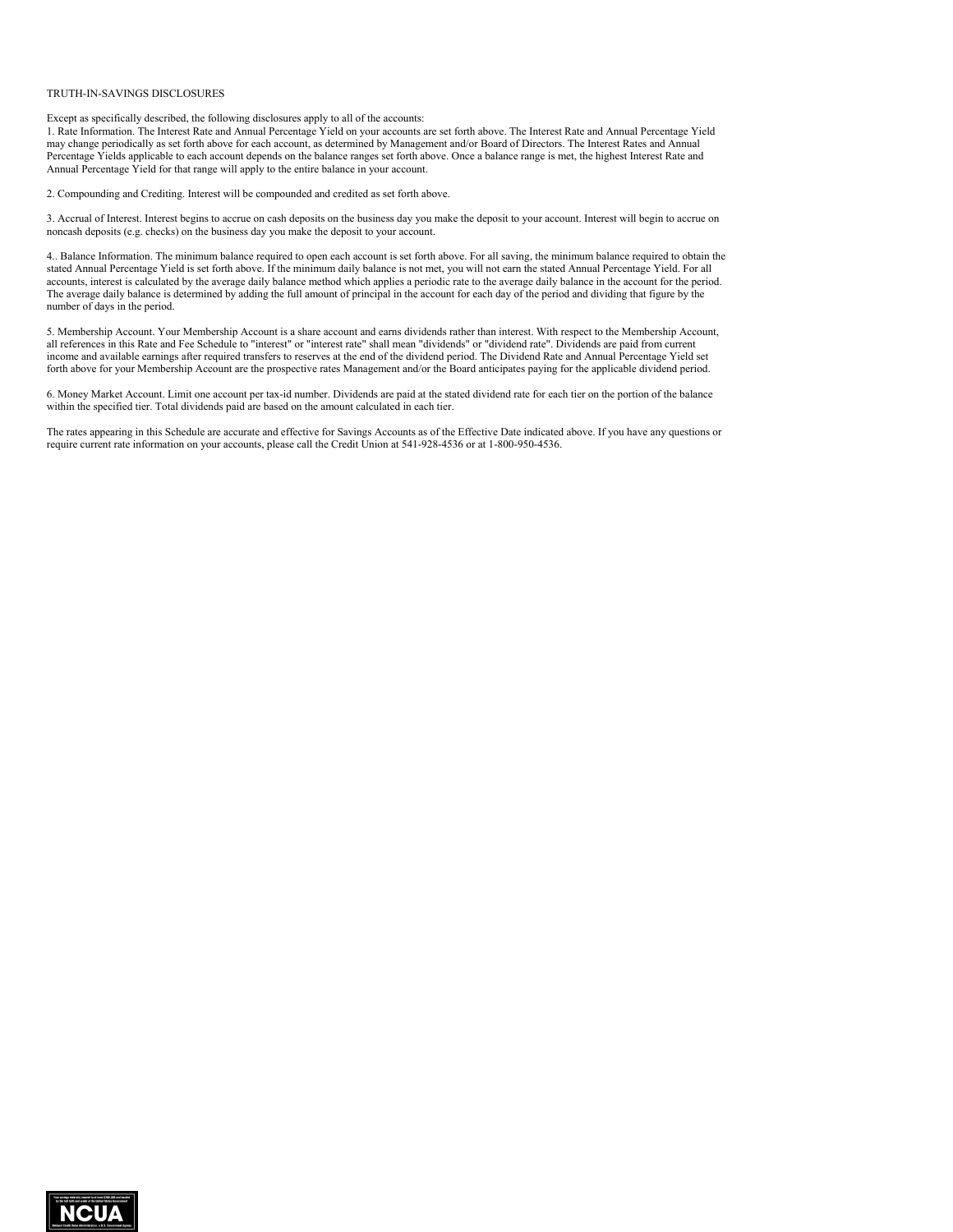# TRUTH-IN-SAVINGS DISCLOSURES

Except as specifically described, the following disclosures apply to all of the accounts:

1. Rate Information. The Interest Rate and Annual Percentage Yield on your accounts are set forth above. The Interest Rate and Annual Percentage Yield may change periodically as set forth above for each account, as determined by Management and/or Board of Directors. The Interest Rates and Annual Percentage Yields applicable to each account depends on the balance ranges set forth above. Once a balance range is met, the highest Interest Rate and Annual Percentage Yield for that range will apply to the entire balance in your account.

2. Compounding and Crediting. Interest will be compounded and credited as set forth above.

3. Accrual of Interest. Interest begins to accrue on cash deposits on the business day you make the deposit to your account. Interest will begin to accrue on noncash deposits (e.g. checks) on the business day you make the deposit to your account.

4.. Balance Information. The minimum balance required to open each account is set forth above. For all saving, the minimum balance required to obtain the stated Annual Percentage Yield is set forth above. If the minimum daily balance is not met, you will not earn the stated Annual Percentage Yield. For all accounts, interest is calculated by the average daily balance method which applies a periodic rate to the average daily balance in the account for the period. The average daily balance is determined by adding the full amount of principal in the account for each day of the period and dividing that figure by the number of days in the period.

5. Membership Account. Your Membership Account is a share account and earns dividends rather than interest. With respect to the Membership Account, all references in this Rate and Fee Schedule to "interest" or "interest rate" shall mean "dividends" or "dividend rate". Dividends are paid from current income and available earnings after required transfers to reserves at the end of the dividend period. The Dividend Rate and Annual Percentage Yield set forth above for your Membership Account are the prospective rates Management and/or the Board anticipates paying for the applicable dividend period.

6. Money Market Account. Limit one account per tax-id number. Dividends are paid at the stated dividend rate for each tier on the portion of the balance within the specified tier. Total dividends paid are based on the amount calculated in each tier.

The rates appearing in this Schedule are accurate and effective for Savings Accounts as of the Effective Date indicated above. If you have any questions or require current rate information on your accounts, please call the Credit Union at 541-928-4536 or at 1-800-950-4536.

Your savings federally insured to at least $250,000 and backed by the full faith and credit of the United States Government

NCUA

National Credit Union Administration, a U.S. Government Agency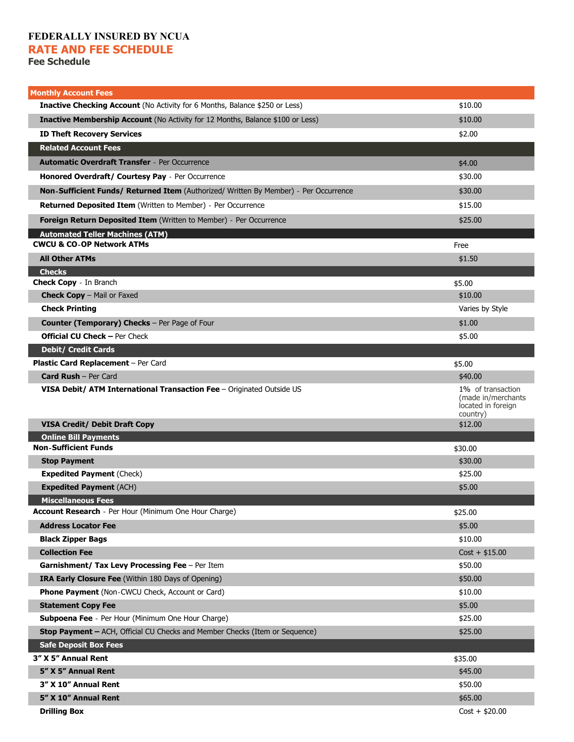**FEDERALLY INSURED BY NCUA**

# RATE AND FEE SCHEDULE

## Fee Schedule

| Monthly Account Fees | |
|---|---|
| **Inactive Checking Account** (No Activity for 6 Months, Balance $250 or Less) | $10.00 |
| **Inactive Membership Account** (No Activity for 12 Months, Balance $100 or Less) | $10.00 |
| **ID Theft Recovery Services** | $2.00 |
| **Related Account Fees** | |
| **Automatic Overdraft Transfer** - Per Occurrence | $4.00 |
| **Honored Overdraft/ Courtesy Pay** - Per Occurrence | $30.00 |
| **Non-Sufficient Funds/ Returned Item** (Authorized/ Written By Member) - Per Occurrence | $30.00 |
| **Returned Deposited Item** (Written to Member) - Per Occurrence | $15.00 |
| **Foreign Return Deposited Item** (Written to Member) - Per Occurrence | $25.00 |
| **Automated Teller Machines (ATM)** | |
| **CWCU & CO-OP Network ATMs** | Free |
| **All Other ATMs** | $1.50 |
| **Checks** | |
| **Check Copy** - In Branch | $5.00 |
| **Check Copy** – Mail or Faxed | $10.00 |
| **Check Printing** | Varies by Style |
| **Counter (Temporary) Checks** – Per Page of Four | $1.00 |
| **Official CU Check –** Per Check | $5.00 |
| **Debit/ Credit Cards** | |
| **Plastic Card Replacement** – Per Card | $5.00 |
| **Card Rush** – Per Card | $40.00 |
| **VISA Debit/ ATM International Transaction Fee** – Originated Outside US | 1% of transaction (made in/merchants located in foreign country) |
| **VISA Credit/ Debit Draft Copy** | $12.00 |
| **Online Bill Payments** | |
| **Non-Sufficient Funds** | $30.00 |
| **Stop Payment** | $30.00 |
| **Expedited Payment** (Check) | $25.00 |
| **Expedited Payment** (ACH) | $5.00 |
| **Miscellaneous Fees** | |
| **Account Research** - Per Hour (Minimum One Hour Charge) | $25.00 |
| **Address Locator Fee** | $5.00 |
| **Black Zipper Bags** | $10.00 |
| **Collection Fee** | Cost + $15.00 |
| **Garnishment/ Tax Levy Processing Fee** – Per Item | $50.00 |
| **IRA Early Closure Fee** (Within 180 Days of Opening) | $50.00 |
| **Phone Payment** (Non-CWCU Check, Account or Card) | $10.00 |
| **Statement Copy Fee** | $5.00 |
| **Subpoena Fee** - Per Hour (Minimum One Hour Charge) | $25.00 |
| **Stop Payment –** ACH, Official CU Checks and Member Checks (Item or Sequence) | $25.00 |
| **Safe Deposit Box Fees** | |
| **3" X 5" Annual Rent** | $35.00 |
| **5" X 5" Annual Rent** | $45.00 |
| **3" X 10" Annual Rent** | $50.00 |
| **5" X 10" Annual Rent** | $65.00 |
| **Drilling Box** | Cost + $20.00 |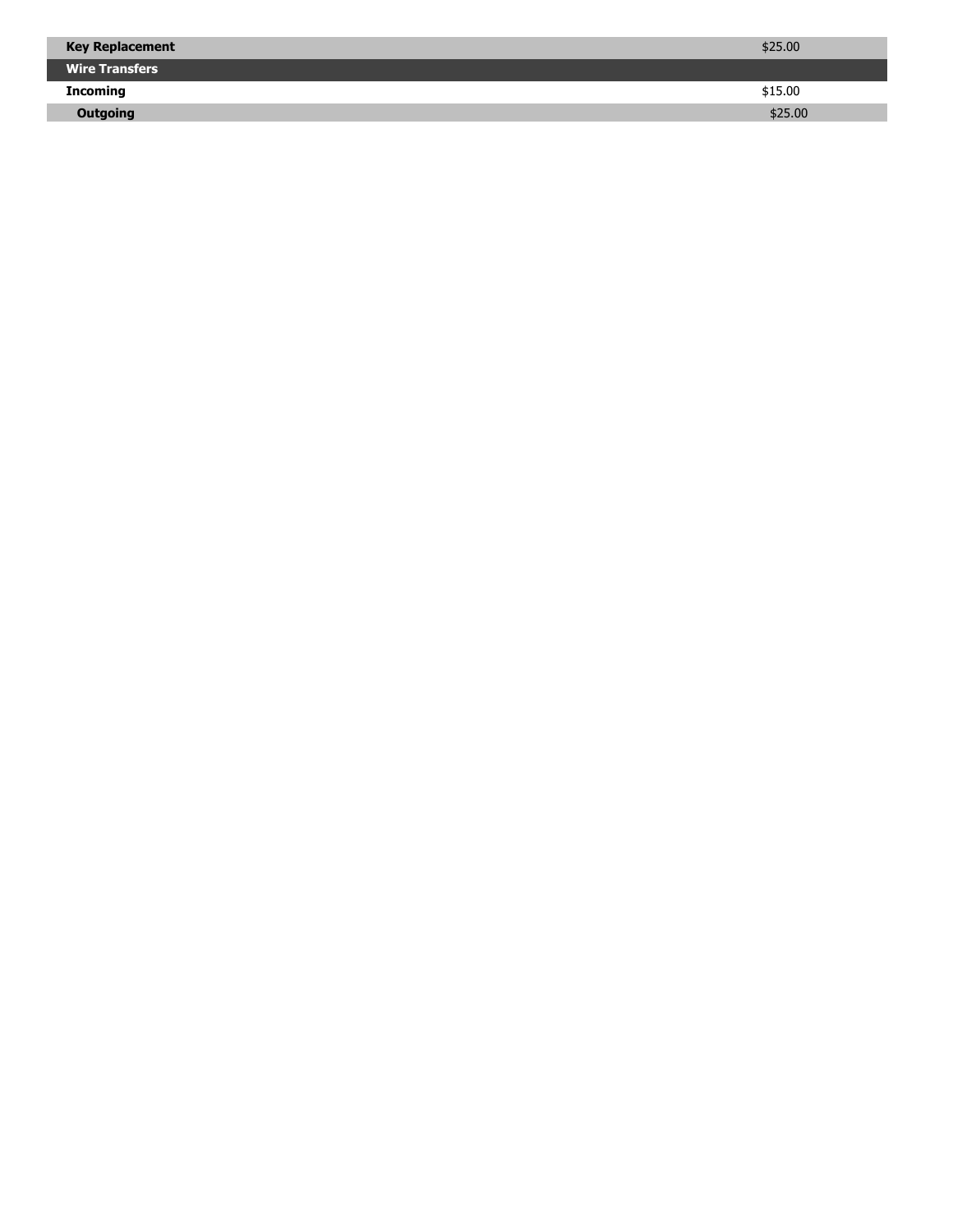| | |
|---|---|
| **Key Replacement** | $25.00 |
| **Wire Transfers** | |
| **Incoming** | $15.00 |
| **Outgoing** | $25.00 |